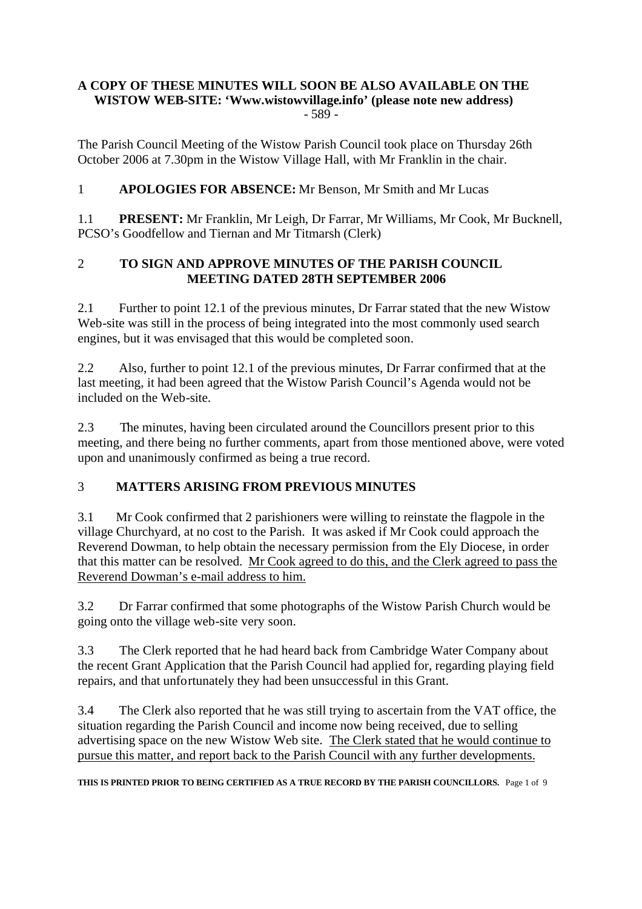**A COPY OF THESE MINUTES WILL SOON BE ALSO AVAILABLE ON THE WISTOW WEB-SITE: 'Www.wistowvillage.info' (please note new address)**

- 589 -

The Parish Council Meeting of the Wistow Parish Council took place on Thursday 26th October 2006 at 7.30pm in the Wistow Village Hall, with Mr Franklin in the chair.

1 **APOLOGIES FOR ABSENCE:** Mr Benson, Mr Smith and Mr Lucas

1.1 **PRESENT:** Mr Franklin, Mr Leigh, Dr Farrar, Mr Williams, Mr Cook, Mr Bucknell, PCSO's Goodfellow and Tiernan and Mr Titmarsh (Clerk)

## 2 TO SIGN AND APPROVE MINUTES OF THE PARISH COUNCIL MEETING DATED 28TH SEPTEMBER 2006

2.1 Further to point 12.1 of the previous minutes, Dr Farrar stated that the new Wistow Web-site was still in the process of being integrated into the most commonly used search engines, but it was envisaged that this would be completed soon.

2.2 Also, further to point 12.1 of the previous minutes, Dr Farrar confirmed that at the last meeting, it had been agreed that the Wistow Parish Council's Agenda would not be included on the Web-site.

2.3 The minutes, having been circulated around the Councillors present prior to this meeting, and there being no further comments, apart from those mentioned above, were voted upon and unanimously confirmed as being a true record.

## 3 MATTERS ARISING FROM PREVIOUS MINUTES

3.1 Mr Cook confirmed that 2 parishioners were willing to reinstate the flagpole in the village Churchyard, at no cost to the Parish. It was asked if Mr Cook could approach the Reverend Dowman, to help obtain the necessary permission from the Ely Diocese, in order that this matter can be resolved. <u>Mr Cook agreed to do this, and the Clerk agreed to pass the Reverend Dowman's e-mail address to him.</u>

3.2 Dr Farrar confirmed that some photographs of the Wistow Parish Church would be going onto the village web-site very soon.

3.3 The Clerk reported that he had heard back from Cambridge Water Company about the recent Grant Application that the Parish Council had applied for, regarding playing field repairs, and that unfortunately they had been unsuccessful in this Grant.

3.4 The Clerk also reported that he was still trying to ascertain from the VAT office, the situation regarding the Parish Council and income now being received, due to selling advertising space on the new Wistow Web site. <u>The Clerk stated that he would continue to pursue this matter, and report back to the Parish Council with any further developments.</u>

**THIS IS PRINTED PRIOR TO BEING CERTIFIED AS A TRUE RECORD BY THE PARISH COUNCILLORS.**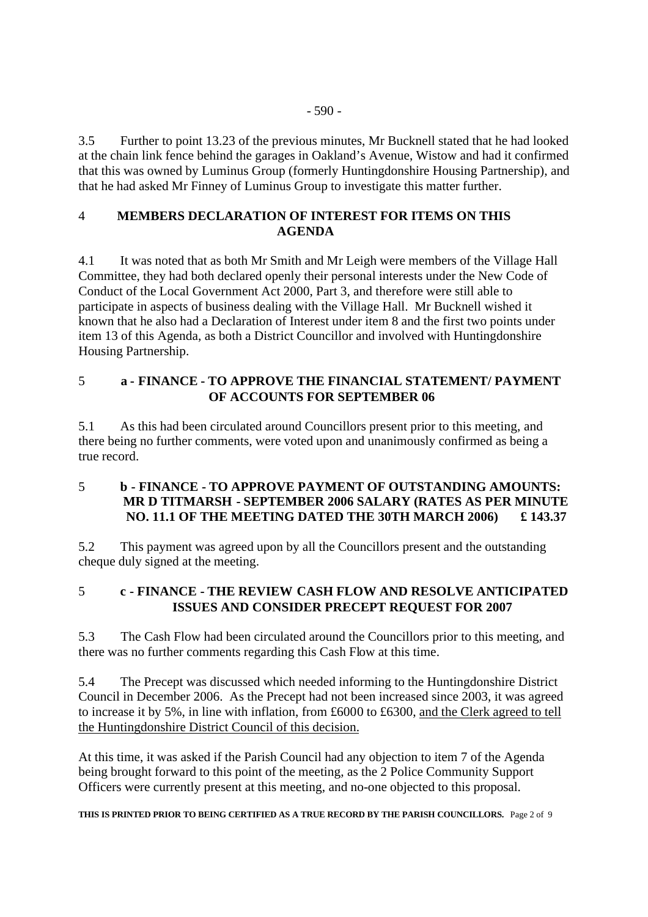3.5 Further to point 13.23 of the previous minutes, Mr Bucknell stated that he had looked at the chain link fence behind the garages in Oakland's Avenue, Wistow and had it confirmed that this was owned by Luminus Group (formerly Huntingdonshire Housing Partnership), and that he had asked Mr Finney of Luminus Group to investigate this matter further.

## 4 MEMBERS DECLARATION OF INTEREST FOR ITEMS ON THIS AGENDA

4.1 It was noted that as both Mr Smith and Mr Leigh were members of the Village Hall Committee, they had both declared openly their personal interests under the New Code of Conduct of the Local Government Act 2000, Part 3, and therefore were still able to participate in aspects of business dealing with the Village Hall. Mr Bucknell wished it known that he also had a Declaration of Interest under item 8 and the first two points under item 13 of this Agenda, as both a District Councillor and involved with Huntingdonshire Housing Partnership.

## 5 a - FINANCE - TO APPROVE THE FINANCIAL STATEMENT/ PAYMENT OF ACCOUNTS FOR SEPTEMBER 06

5.1 As this had been circulated around Councillors present prior to this meeting, and there being no further comments, were voted upon and unanimously confirmed as being a true record.

## 5 b - FINANCE - TO APPROVE PAYMENT OF OUTSTANDING AMOUNTS: MR D TITMARSH - SEPTEMBER 2006 SALARY (RATES AS PER MINUTE NO. 11.1 OF THE MEETING DATED THE 30TH MARCH 2006) £ 143.37

5.2 This payment was agreed upon by all the Councillors present and the outstanding cheque duly signed at the meeting.

## 5 c - FINANCE - THE REVIEW CASH FLOW AND RESOLVE ANTICIPATED ISSUES AND CONSIDER PRECEPT REQUEST FOR 2007

5.3 The Cash Flow had been circulated around the Councillors prior to this meeting, and there was no further comments regarding this Cash Flow at this time.

5.4 The Precept was discussed which needed informing to the Huntingdonshire District Council in December 2006. As the Precept had not been increased since 2003, it was agreed to increase it by 5%, in line with inflation, from £6000 to £6300, <u>and the Clerk agreed to tell the Huntingdonshire District Council of this decision.</u>

At this time, it was asked if the Parish Council had any objection to item 7 of the Agenda being brought forward to this point of the meeting, as the 2 Police Community Support Officers were currently present at this meeting, and no-one objected to this proposal.

**THIS IS PRINTED PRIOR TO BEING CERTIFIED AS A TRUE RECORD BY THE PARISH COUNCILLORS.**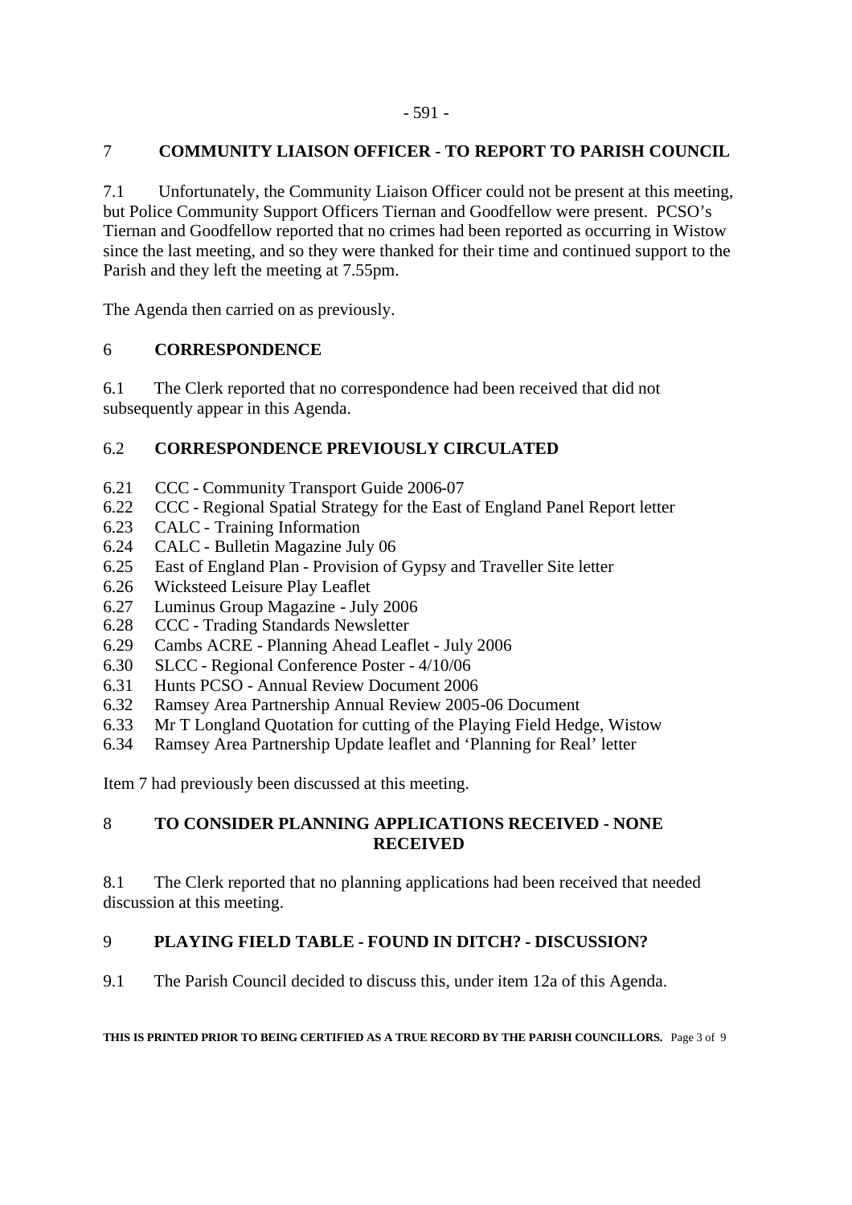## 7 COMMUNITY LIAISON OFFICER - TO REPORT TO PARISH COUNCIL

7.1 Unfortunately, the Community Liaison Officer could not be present at this meeting, but Police Community Support Officers Tiernan and Goodfellow were present. PCSO's Tiernan and Goodfellow reported that no crimes had been reported as occurring in Wistow since the last meeting, and so they were thanked for their time and continued support to the Parish and they left the meeting at 7.55pm.

The Agenda then carried on as previously.

## 6 CORRESPONDENCE

6.1 The Clerk reported that no correspondence had been received that did not subsequently appear in this Agenda.

### 6.2 CORRESPONDENCE PREVIOUSLY CIRCULATED

6.21 CCC - Community Transport Guide 2006-07
6.22 CCC - Regional Spatial Strategy for the East of England Panel Report letter
6.23 CALC - Training Information
6.24 CALC - Bulletin Magazine July 06
6.25 East of England Plan - Provision of Gypsy and Traveller Site letter
6.26 Wicksteed Leisure Play Leaflet
6.27 Luminus Group Magazine - July 2006
6.28 CCC - Trading Standards Newsletter
6.29 Cambs ACRE - Planning Ahead Leaflet - July 2006
6.30 SLCC - Regional Conference Poster - 4/10/06
6.31 Hunts PCSO - Annual Review Document 2006
6.32 Ramsey Area Partnership Annual Review 2005-06 Document
6.33 Mr T Longland Quotation for cutting of the Playing Field Hedge, Wistow
6.34 Ramsey Area Partnership Update leaflet and 'Planning for Real' letter

Item 7 had previously been discussed at this meeting.

## 8 TO CONSIDER PLANNING APPLICATIONS RECEIVED - NONE RECEIVED

8.1 The Clerk reported that no planning applications had been received that needed discussion at this meeting.

## 9 PLAYING FIELD TABLE - FOUND IN DITCH? - DISCUSSION?

9.1 The Parish Council decided to discuss this, under item 12a of this Agenda.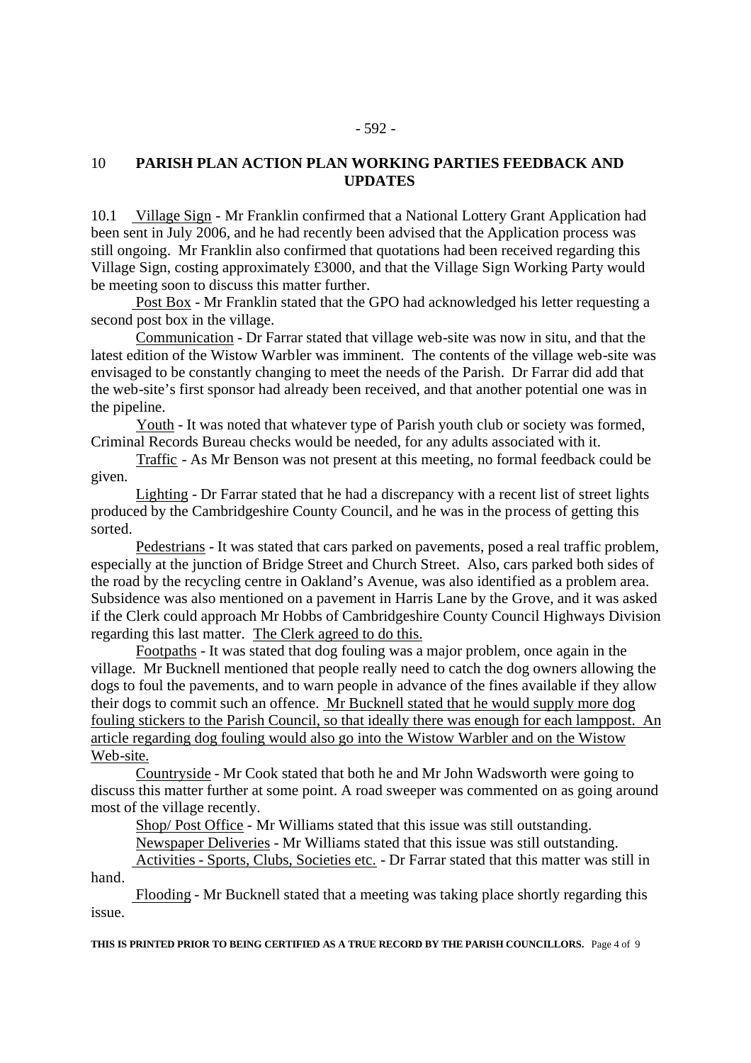## 10 PARISH PLAN ACTION PLAN WORKING PARTIES FEEDBACK AND UPDATES

10.1 Village Sign - Mr Franklin confirmed that a National Lottery Grant Application had been sent in July 2006, and he had recently been advised that the Application process was still ongoing. Mr Franklin also confirmed that quotations had been received regarding this Village Sign, costing approximately £3000, and that the Village Sign Working Party would be meeting soon to discuss this matter further.

Post Box - Mr Franklin stated that the GPO had acknowledged his letter requesting a second post box in the village.

Communication - Dr Farrar stated that village web-site was now in situ, and that the latest edition of the Wistow Warbler was imminent. The contents of the village web-site was envisaged to be constantly changing to meet the needs of the Parish. Dr Farrar did add that the web-site's first sponsor had already been received, and that another potential one was in the pipeline.

Youth - It was noted that whatever type of Parish youth club or society was formed, Criminal Records Bureau checks would be needed, for any adults associated with it.

Traffic - As Mr Benson was not present at this meeting, no formal feedback could be given.

Lighting - Dr Farrar stated that he had a discrepancy with a recent list of street lights produced by the Cambridgeshire County Council, and he was in the process of getting this sorted.

Pedestrians - It was stated that cars parked on pavements, posed a real traffic problem, especially at the junction of Bridge Street and Church Street. Also, cars parked both sides of the road by the recycling centre in Oakland's Avenue, was also identified as a problem area. Subsidence was also mentioned on a pavement in Harris Lane by the Grove, and it was asked if the Clerk could approach Mr Hobbs of Cambridgeshire County Council Highways Division regarding this last matter. The Clerk agreed to do this.

Footpaths - It was stated that dog fouling was a major problem, once again in the village. Mr Bucknell mentioned that people really need to catch the dog owners allowing the dogs to foul the pavements, and to warn people in advance of the fines available if they allow their dogs to commit such an offence. Mr Bucknell stated that he would supply more dog fouling stickers to the Parish Council, so that ideally there was enough for each lamppost. An article regarding dog fouling would also go into the Wistow Warbler and on the Wistow Web-site.

Countryside - Mr Cook stated that both he and Mr John Wadsworth were going to discuss this matter further at some point. A road sweeper was commented on as going around most of the village recently.

Shop/ Post Office - Mr Williams stated that this issue was still outstanding.

Newspaper Deliveries - Mr Williams stated that this issue was still outstanding.

Activities - Sports, Clubs, Societies etc. - Dr Farrar stated that this matter was still in hand.

Flooding - Mr Bucknell stated that a meeting was taking place shortly regarding this issue.

**THIS IS PRINTED PRIOR TO BEING CERTIFIED AS A TRUE RECORD BY THE PARISH COUNCILLORS.**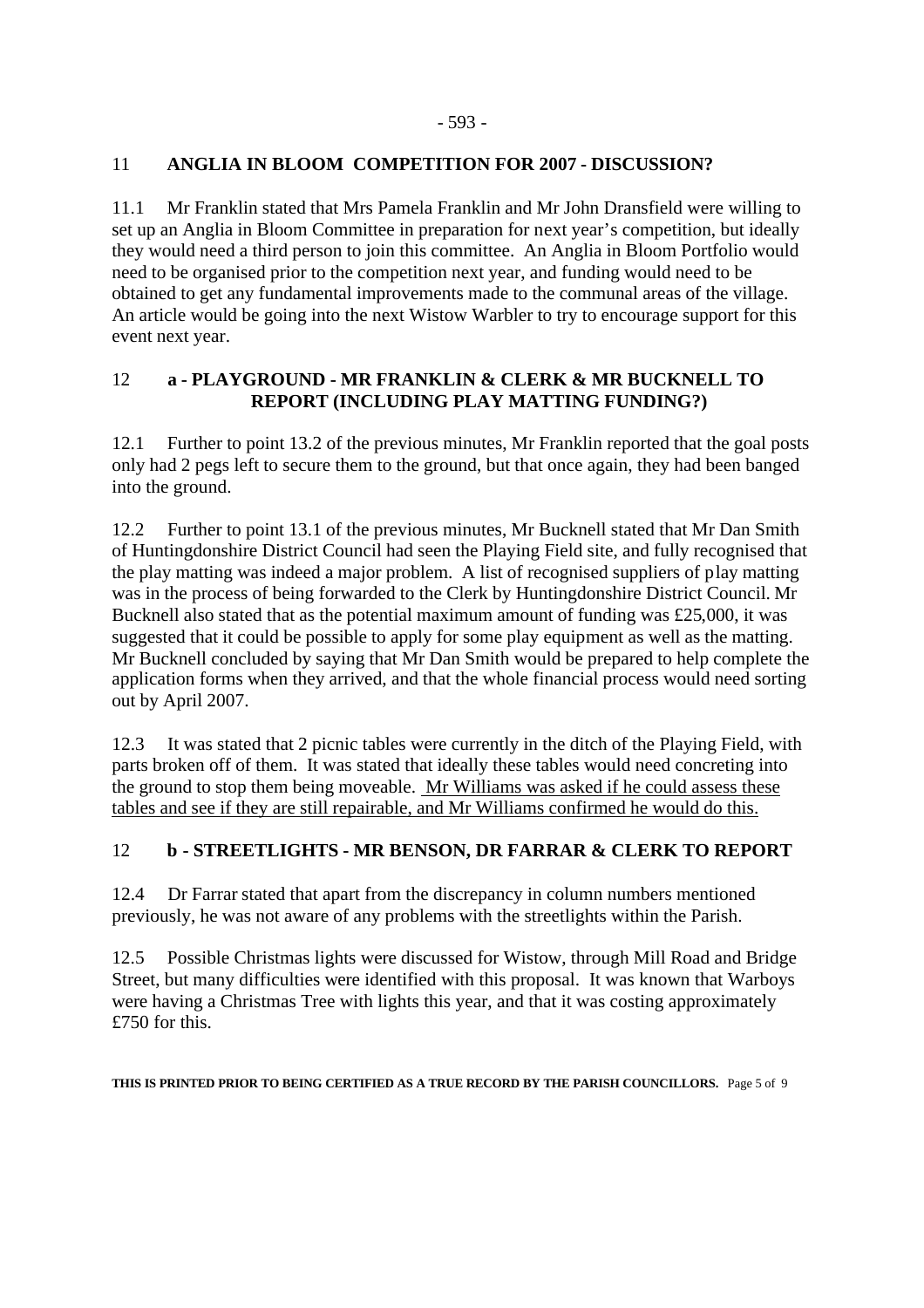## 11 ANGLIA IN BLOOM COMPETITION FOR 2007 - DISCUSSION?

11.1 Mr Franklin stated that Mrs Pamela Franklin and Mr John Dransfield were willing to set up an Anglia in Bloom Committee in preparation for next year's competition, but ideally they would need a third person to join this committee. An Anglia in Bloom Portfolio would need to be organised prior to the competition next year, and funding would need to be obtained to get any fundamental improvements made to the communal areas of the village. An article would be going into the next Wistow Warbler to try to encourage support for this event next year.

## 12 a - PLAYGROUND - MR FRANKLIN & CLERK & MR BUCKNELL TO REPORT (INCLUDING PLAY MATTING FUNDING?)

12.1 Further to point 13.2 of the previous minutes, Mr Franklin reported that the goal posts only had 2 pegs left to secure them to the ground, but that once again, they had been banged into the ground.

12.2 Further to point 13.1 of the previous minutes, Mr Bucknell stated that Mr Dan Smith of Huntingdonshire District Council had seen the Playing Field site, and fully recognised that the play matting was indeed a major problem. A list of recognised suppliers of play matting was in the process of being forwarded to the Clerk by Huntingdonshire District Council. Mr Bucknell also stated that as the potential maximum amount of funding was £25,000, it was suggested that it could be possible to apply for some play equipment as well as the matting. Mr Bucknell concluded by saying that Mr Dan Smith would be prepared to help complete the application forms when they arrived, and that the whole financial process would need sorting out by April 2007.

12.3 It was stated that 2 picnic tables were currently in the ditch of the Playing Field, with parts broken off of them. It was stated that ideally these tables would need concreting into the ground to stop them being moveable. <u>Mr Williams was asked if he could assess these tables and see if they are still repairable, and Mr Williams confirmed he would do this.</u>

## 12 b - STREETLIGHTS - MR BENSON, DR FARRAR & CLERK TO REPORT

12.4 Dr Farrar stated that apart from the discrepancy in column numbers mentioned previously, he was not aware of any problems with the streetlights within the Parish.

12.5 Possible Christmas lights were discussed for Wistow, through Mill Road and Bridge Street, but many difficulties were identified with this proposal. It was known that Warboys were having a Christmas Tree with lights this year, and that it was costing approximately £750 for this.

**THIS IS PRINTED PRIOR TO BEING CERTIFIED AS A TRUE RECORD BY THE PARISH COUNCILLORS.**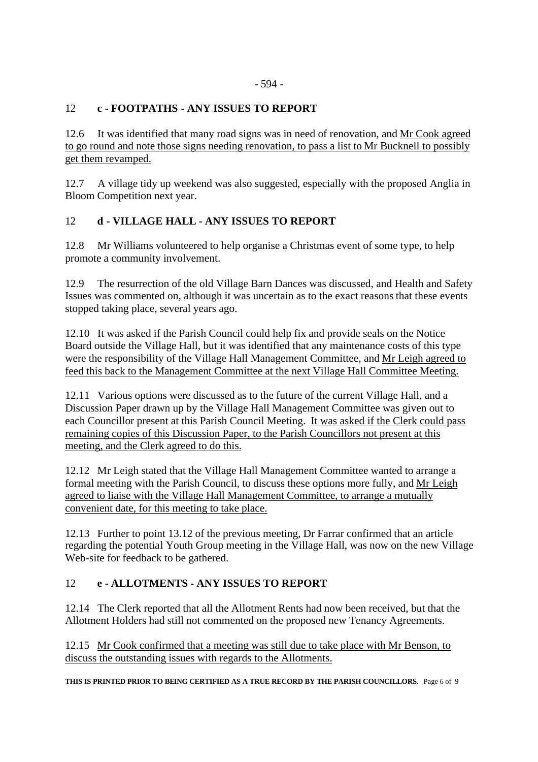## 12 c - FOOTPATHS - ANY ISSUES TO REPORT

12.6 It was identified that many road signs was in need of renovation, and <u>Mr Cook agreed to go round and note those signs needing renovation, to pass a list to Mr Bucknell to possibly get them revamped.</u>

12.7 A village tidy up weekend was also suggested, especially with the proposed Anglia in Bloom Competition next year.

## 12 d - VILLAGE HALL - ANY ISSUES TO REPORT

12.8 Mr Williams volunteered to help organise a Christmas event of some type, to help promote a community involvement.

12.9 The resurrection of the old Village Barn Dances was discussed, and Health and Safety Issues was commented on, although it was uncertain as to the exact reasons that these events stopped taking place, several years ago.

12.10 It was asked if the Parish Council could help fix and provide seals on the Notice Board outside the Village Hall, but it was identified that any maintenance costs of this type were the responsibility of the Village Hall Management Committee, and <u>Mr Leigh agreed to feed this back to the Management Committee at the next Village Hall Committee Meeting.</u>

12.11 Various options were discussed as to the future of the current Village Hall, and a Discussion Paper drawn up by the Village Hall Management Committee was given out to each Councillor present at this Parish Council Meeting. <u>It was asked if the Clerk could pass remaining copies of this Discussion Paper, to the Parish Councillors not present at this meeting, and the Clerk agreed to do this.</u>

12.12 Mr Leigh stated that the Village Hall Management Committee wanted to arrange a formal meeting with the Parish Council, to discuss these options more fully, and <u>Mr Leigh agreed to liaise with the Village Hall Management Committee, to arrange a mutually convenient date, for this meeting to take place.</u>

12.13 Further to point 13.12 of the previous meeting, Dr Farrar confirmed that an article regarding the potential Youth Group meeting in the Village Hall, was now on the new Village Web-site for feedback to be gathered.

## 12 e - ALLOTMENTS - ANY ISSUES TO REPORT

12.14 The Clerk reported that all the Allotment Rents had now been received, but that the Allotment Holders had still not commented on the proposed new Tenancy Agreements.

12.15 <u>Mr Cook confirmed that a meeting was still due to take place with Mr Benson, to discuss the outstanding issues with regards to the Allotments.</u>

**THIS IS PRINTED PRIOR TO BEING CERTIFIED AS A TRUE RECORD BY THE PARISH COUNCILLORS.**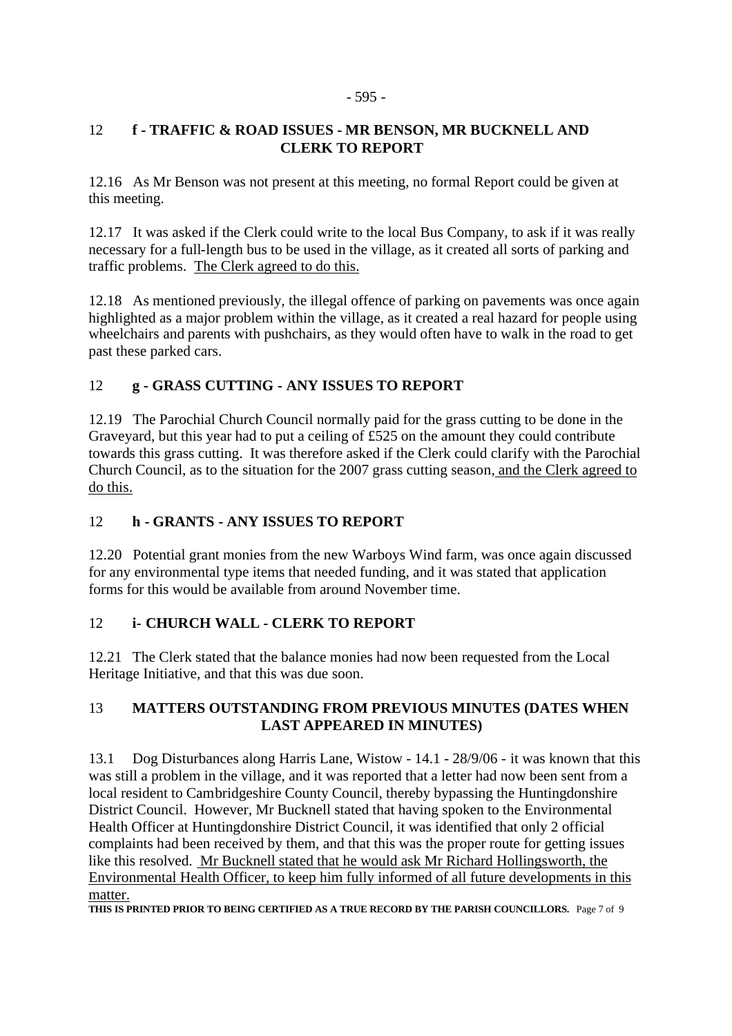## 12 **f - TRAFFIC & ROAD ISSUES - MR BENSON, MR BUCKNELL AND CLERK TO REPORT**

12.16 As Mr Benson was not present at this meeting, no formal Report could be given at this meeting.

12.17 It was asked if the Clerk could write to the local Bus Company, to ask if it was really necessary for a full-length bus to be used in the village, as it created all sorts of parking and traffic problems. <u>The Clerk agreed to do this.</u>

12.18 As mentioned previously, the illegal offence of parking on pavements was once again highlighted as a major problem within the village, as it created a real hazard for people using wheelchairs and parents with pushchairs, as they would often have to walk in the road to get past these parked cars.

## 12 **g - GRASS CUTTING - ANY ISSUES TO REPORT**

12.19 The Parochial Church Council normally paid for the grass cutting to be done in the Graveyard, but this year had to put a ceiling of £525 on the amount they could contribute towards this grass cutting. It was therefore asked if the Clerk could clarify with the Parochial Church Council, as to the situation for the 2007 grass cutting season, <u>and the Clerk agreed to do this.</u>

## 12 **h - GRANTS - ANY ISSUES TO REPORT**

12.20 Potential grant monies from the new Warboys Wind farm, was once again discussed for any environmental type items that needed funding, and it was stated that application forms for this would be available from around November time.

## 12 **i- CHURCH WALL - CLERK TO REPORT**

12.21 The Clerk stated that the balance monies had now been requested from the Local Heritage Initiative, and that this was due soon.

## 13 **MATTERS OUTSTANDING FROM PREVIOUS MINUTES (DATES WHEN LAST APPEARED IN MINUTES)**

13.1 Dog Disturbances along Harris Lane, Wistow - 14.1 - 28/9/06 - it was known that this was still a problem in the village, and it was reported that a letter had now been sent from a local resident to Cambridgeshire County Council, thereby bypassing the Huntingdonshire District Council. However, Mr Bucknell stated that having spoken to the Environmental Health Officer at Huntingdonshire District Council, it was identified that only 2 official complaints had been received by them, and that this was the proper route for getting issues like this resolved. <u>Mr Bucknell stated that he would ask Mr Richard Hollingsworth, the Environmental Health Officer, to keep him fully informed of all future developments in this matter.</u>

**THIS IS PRINTED PRIOR TO BEING CERTIFIED AS A TRUE RECORD BY THE PARISH COUNCILLORS.**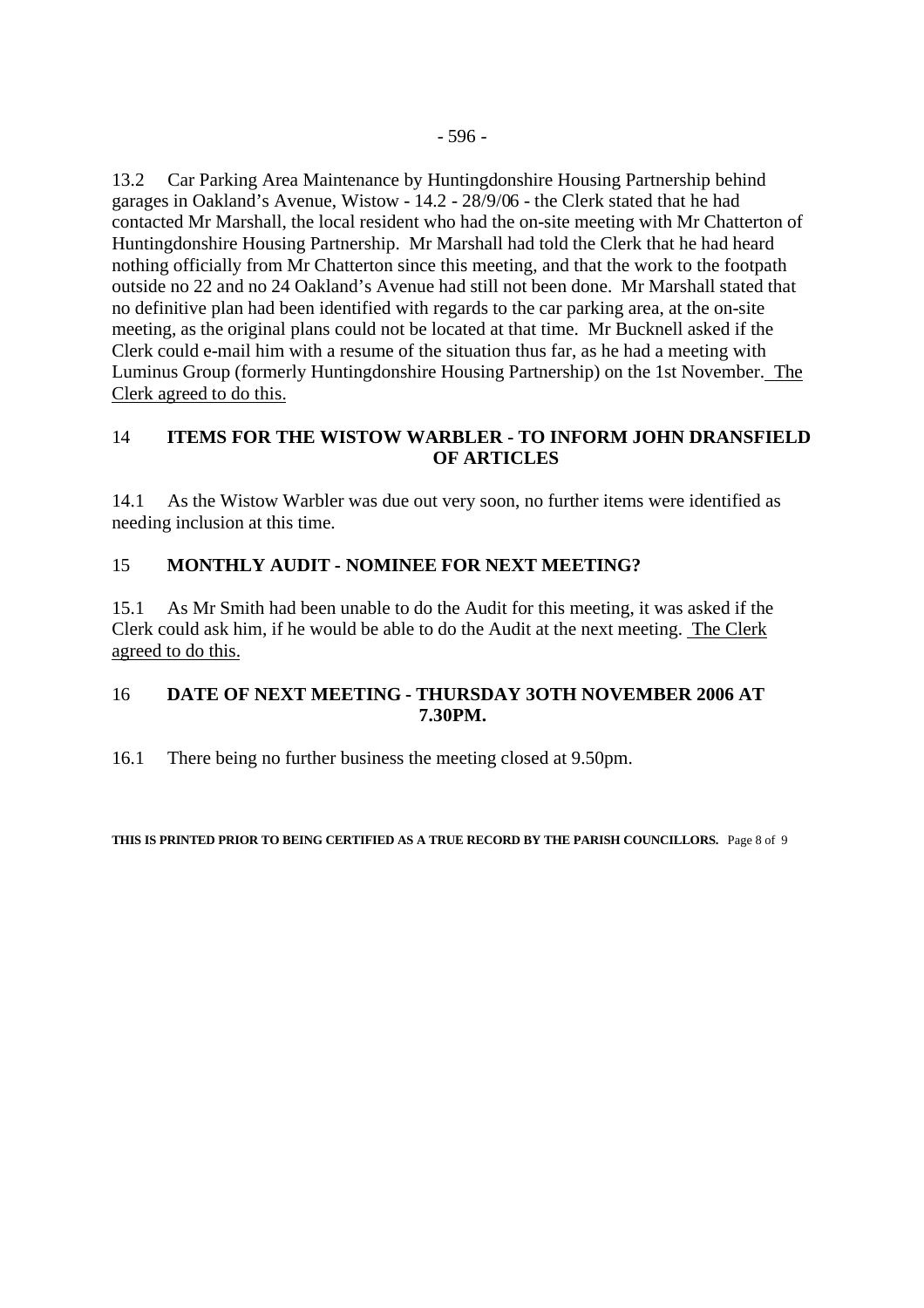13.2 Car Parking Area Maintenance by Huntingdonshire Housing Partnership behind garages in Oakland's Avenue, Wistow - 14.2 - 28/9/06 - the Clerk stated that he had contacted Mr Marshall, the local resident who had the on-site meeting with Mr Chatterton of Huntingdonshire Housing Partnership. Mr Marshall had told the Clerk that he had heard nothing officially from Mr Chatterton since this meeting, and that the work to the footpath outside no 22 and no 24 Oakland's Avenue had still not been done. Mr Marshall stated that no definitive plan had been identified with regards to the car parking area, at the on-site meeting, as the original plans could not be located at that time. Mr Bucknell asked if the Clerk could e-mail him with a resume of the situation thus far, as he had a meeting with Luminus Group (formerly Huntingdonshire Housing Partnership) on the 1st November. The Clerk agreed to do this.

## 14 ITEMS FOR THE WISTOW WARBLER - TO INFORM JOHN DRANSFIELD OF ARTICLES

14.1 As the Wistow Warbler was due out very soon, no further items were identified as needing inclusion at this time.

## 15 MONTHLY AUDIT - NOMINEE FOR NEXT MEETING?

15.1 As Mr Smith had been unable to do the Audit for this meeting, it was asked if the Clerk could ask him, if he would be able to do the Audit at the next meeting. The Clerk agreed to do this.

## 16 DATE OF NEXT MEETING - THURSDAY 3OTH NOVEMBER 2006 AT 7.30PM.

16.1 There being no further business the meeting closed at 9.50pm.

**THIS IS PRINTED PRIOR TO BEING CERTIFIED AS A TRUE RECORD BY THE PARISH COUNCILLORS.**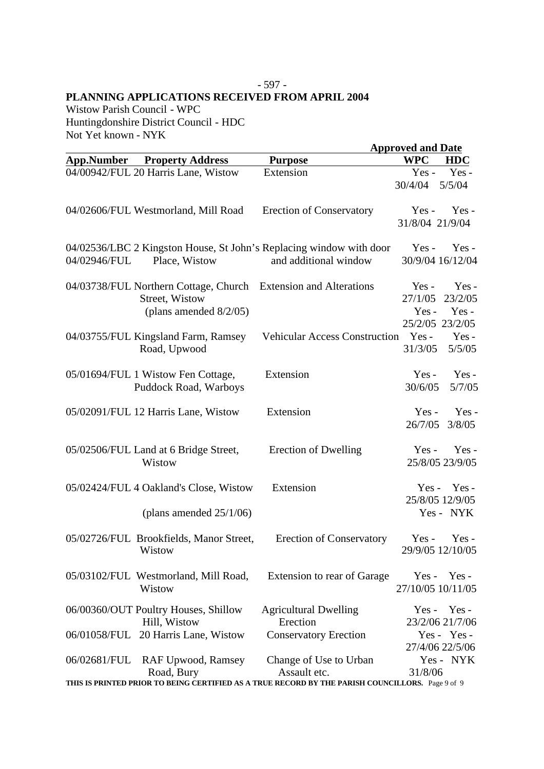- 597 -

**PLANNING APPLICATIONS RECEIVED FROM APRIL 2004**

Wistow Parish Council - WPC
Huntingdonshire District Council - HDC
Not Yet known - NYK

| App.Number | Property Address | Purpose | Approved and Date WPC | HDC |
|---|---|---|---|---|
| 04/00942/FUL | 20 Harris Lane, Wistow | Extension | Yes - 30/4/04 | Yes - 5/5/04 |
| 04/02606/FUL | Westmorland, Mill Road | Erection of Conservatory | Yes - 31/8/04 | Yes - 21/9/04 |
| 04/02536/LBC 04/02946/FUL | 2 Kingston House, St John's Place, Wistow | Replacing window with door and additional window | Yes - 30/9/04 | Yes - 16/12/04 |
| 04/03738/FUL | Northern Cottage, Church Street, Wistow (plans amended 8/2/05) | Extension and Alterations | Yes - 27/1/05<br>Yes - 25/2/05 | Yes - 23/2/05<br>Yes - 23/2/05 |
| 04/03755/FUL | Kingsland Farm, Ramsey Road, Upwood | Vehicular Access Construction | Yes - 31/3/05 | Yes - 5/5/05 |
| 05/01694/FUL | 1 Wistow Fen Cottage, Puddock Road, Warboys | Extension | Yes - 30/6/05 | Yes - 5/7/05 |
| 05/02091/FUL | 12 Harris Lane, Wistow | Extension | Yes - 26/7/05 | Yes - 3/8/05 |
| 05/02506/FUL | Land at 6 Bridge Street, Wistow | Erection of Dwelling | Yes - 25/8/05 | Yes - 23/9/05 |
| 05/02424/FUL | 4 Oakland's Close, Wistow (plans amended 25/1/06) | Extension | Yes - 25/8/05<br>Yes - | Yes - 12/9/05<br>NYK |
| 05/02726/FUL | Brookfields, Manor Street, Wistow | Erection of Conservatory | Yes - 29/9/05 | Yes - 12/10/05 |
| 05/03102/FUL | Westmorland, Mill Road, Wistow | Extension to rear of Garage | Yes - 27/10/05 | Yes - 10/11/05 |
| 06/00360/OUT | Poultry Houses, Shillow Hill, Wistow | Agricultural Dwelling Erection | Yes - 23/2/06 | Yes - 21/7/06 |
| 06/01058/FUL | 20 Harris Lane, Wistow | Conservatory Erection | Yes - 27/4/06 | Yes - 22/5/06 |
| 06/02681/FUL | RAF Upwood, Ramsey Road, Bury | Change of Use to Urban Assault etc. | Yes - 31/8/06 | NYK |

**THIS IS PRINTED PRIOR TO BEING CERTIFIED AS A TRUE RECORD BY THE PARISH COUNCILLORS.**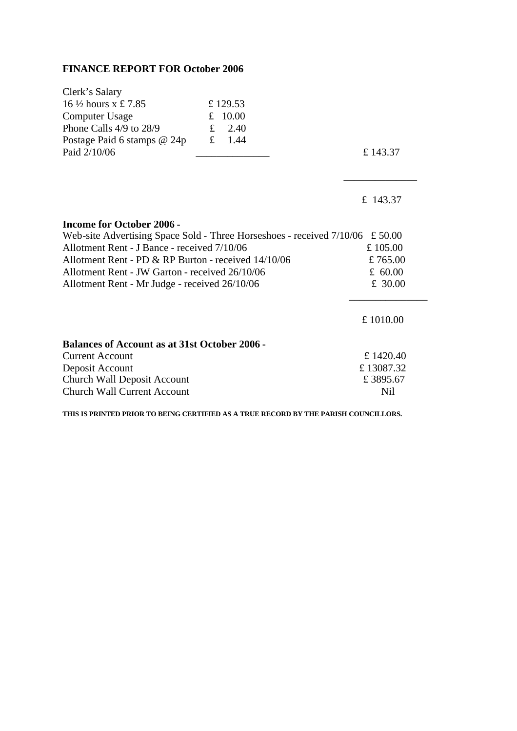**FINANCE REPORT FOR October 2006**

| | | |
|---|---|---|
| Clerk's Salary | | |
| 16 ½ hours x £ 7.85 | £ 129.53 | |
| Computer Usage | £ 10.00 | |
| Phone Calls 4/9 to 28/9 | £ 2.40 | |
| Postage Paid 6 stamps @ 24p | £ 1.44 | |
| Paid 2/10/06 | ______________ | £ 143.37 |
| | | ______________ |
| | | £ 143.37 |

**Income for October 2006 -**

| | |
|---|---|
| Web-site Advertising Space Sold - Three Horseshoes - received 7/10/06 | £ 50.00 |
| Allotment Rent - J Bance - received 7/10/06 | £ 105.00 |
| Allotment Rent - PD & RP Burton - received 14/10/06 | £ 765.00 |
| Allotment Rent - JW Garton - received 26/10/06 | £ 60.00 |
| Allotment Rent - Mr Judge - received 26/10/06 | £ 30.00 |
| | _______________ |
| | £ 1010.00 |

**Balances of Account as at 31st October 2006 -**

| | |
|---|---|
| Current Account | £ 1420.40 |
| Deposit Account | £ 13087.32 |
| Church Wall Deposit Account | £ 3895.67 |
| Church Wall Current Account | Nil |

**THIS IS PRINTED PRIOR TO BEING CERTIFIED AS A TRUE RECORD BY THE PARISH COUNCILLORS.**